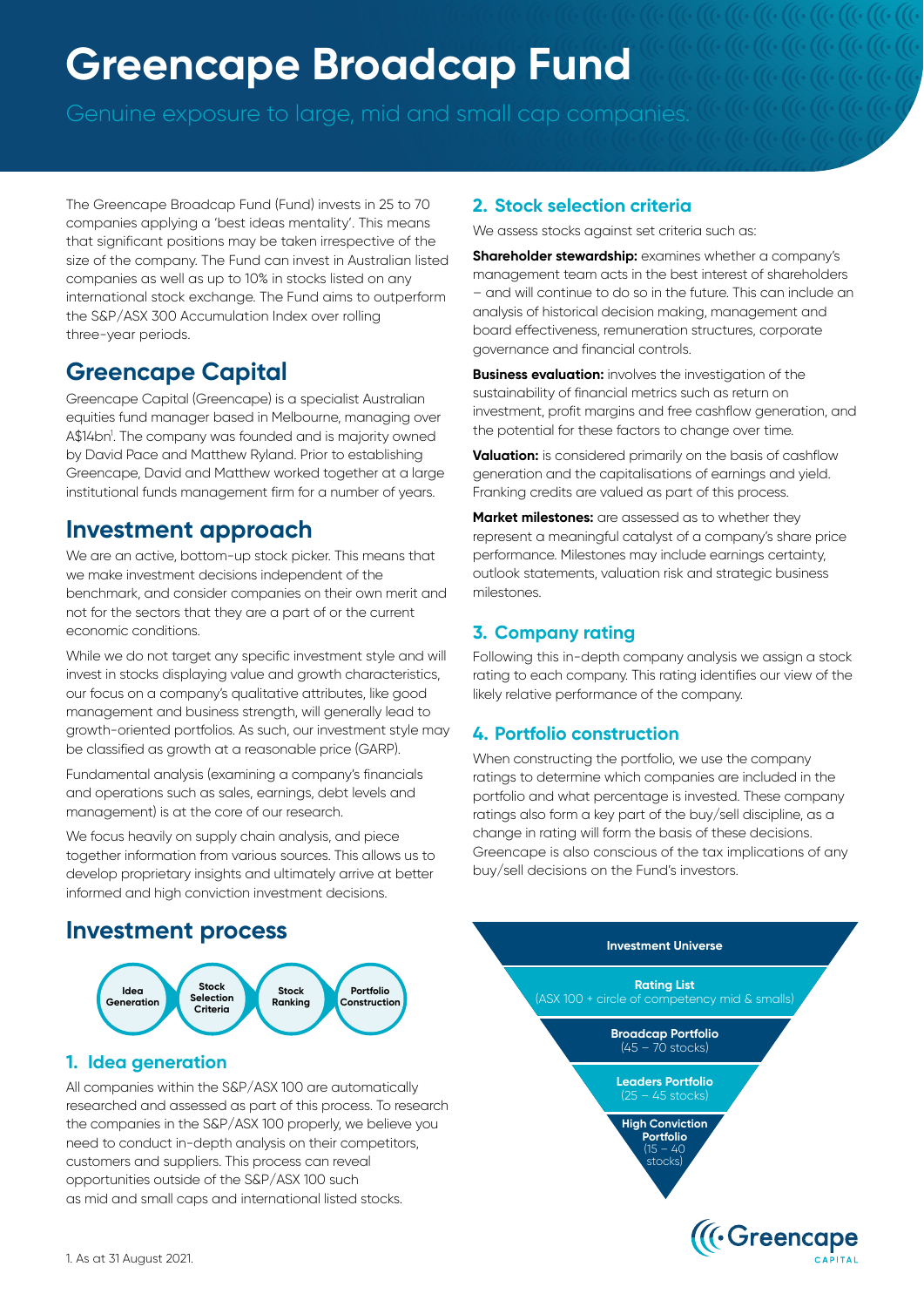# Greencape Broadcap Fund

Genuine exposure to large, mid and small cap companies.

The Greencape Broadcap Fund (Fund) invests in 25 to 70 companies applying a 'best ideas mentality'. This means that significant positions may be taken irrespective of the size of the company. The Fund can invest in Australian listed companies as well as up to 10% in stocks listed on any international stock exchange. The Fund aims to outperform the S&P/ASX 300 Accumulation Index over rolling three-year periods.

## Greencape Capital

Greencape Capital (Greencape) is a specialist Australian equities fund manager based in Melbourne, managing over A$14bn[1]. The company was founded and is majority owned by David Pace and Matthew Ryland. Prior to establishing Greencape, David and Matthew worked together at a large institutional funds management firm for a number of years.

## Investment approach

We are an active, bottom-up stock picker. This means that we make investment decisions independent of the benchmark, and consider companies on their own merit and not for the sectors that they are a part of or the current economic conditions.

While we do not target any specific investment style and will invest in stocks displaying value and growth characteristics, our focus on a company's qualitative attributes, like good management and business strength, will generally lead to growth-oriented portfolios. As such, our investment style may be classified as growth at a reasonable price (GARP).

Fundamental analysis (examining a company's financials and operations such as sales, earnings, debt levels and management) is at the core of our research.

We focus heavily on supply chain analysis, and piece together information from various sources. This allows us to develop proprietary insights and ultimately arrive at better informed and high conviction investment decisions.

## Investment process

Idea Generation → Stock Selection Criteria → Stock Ranking → Portfolio Construction

### 1. Idea generation

All companies within the S&P/ASX 100 are automatically researched and assessed as part of this process. To research the companies in the S&P/ASX 100 properly, we believe you need to conduct in-depth analysis on their competitors, customers and suppliers. This process can reveal opportunities outside of the S&P/ASX 100 such as mid and small caps and international listed stocks.

### 2. Stock selection criteria

We assess stocks against set criteria such as:

**Shareholder stewardship:** examines whether a company's management team acts in the best interest of shareholders – and will continue to do so in the future. This can include an analysis of historical decision making, management and board effectiveness, remuneration structures, corporate governance and financial controls.

**Business evaluation:** involves the investigation of the sustainability of financial metrics such as return on investment, profit margins and free cashflow generation, and the potential for these factors to change over time.

**Valuation:** is considered primarily on the basis of cashflow generation and the capitalisations of earnings and yield. Franking credits are valued as part of this process.

**Market milestones:** are assessed as to whether they represent a meaningful catalyst of a company's share price performance. Milestones may include earnings certainty, outlook statements, valuation risk and strategic business milestones.

### 3. Company rating

Following this in-depth company analysis we assign a stock rating to each company. This rating identifies our view of the likely relative performance of the company.

### 4. Portfolio construction

When constructing the portfolio, we use the company ratings to determine which companies are included in the portfolio and what percentage is invested. These company ratings also form a key part of the buy/sell discipline, as a change in rating will form the basis of these decisions. Greencape is also conscious of the tax implications of any buy/sell decisions on the Fund's investors.

- **Investment Universe**
- **Rating List** (ASX 100 + circle of competency mid & smalls)
- **Broadcap Portfolio** (45 – 70 stocks)
- **Leaders Portfolio** (25 – 45 stocks)
- **High Conviction Portfolio** (15 – 40 stocks)

1. As at 31 August 2021.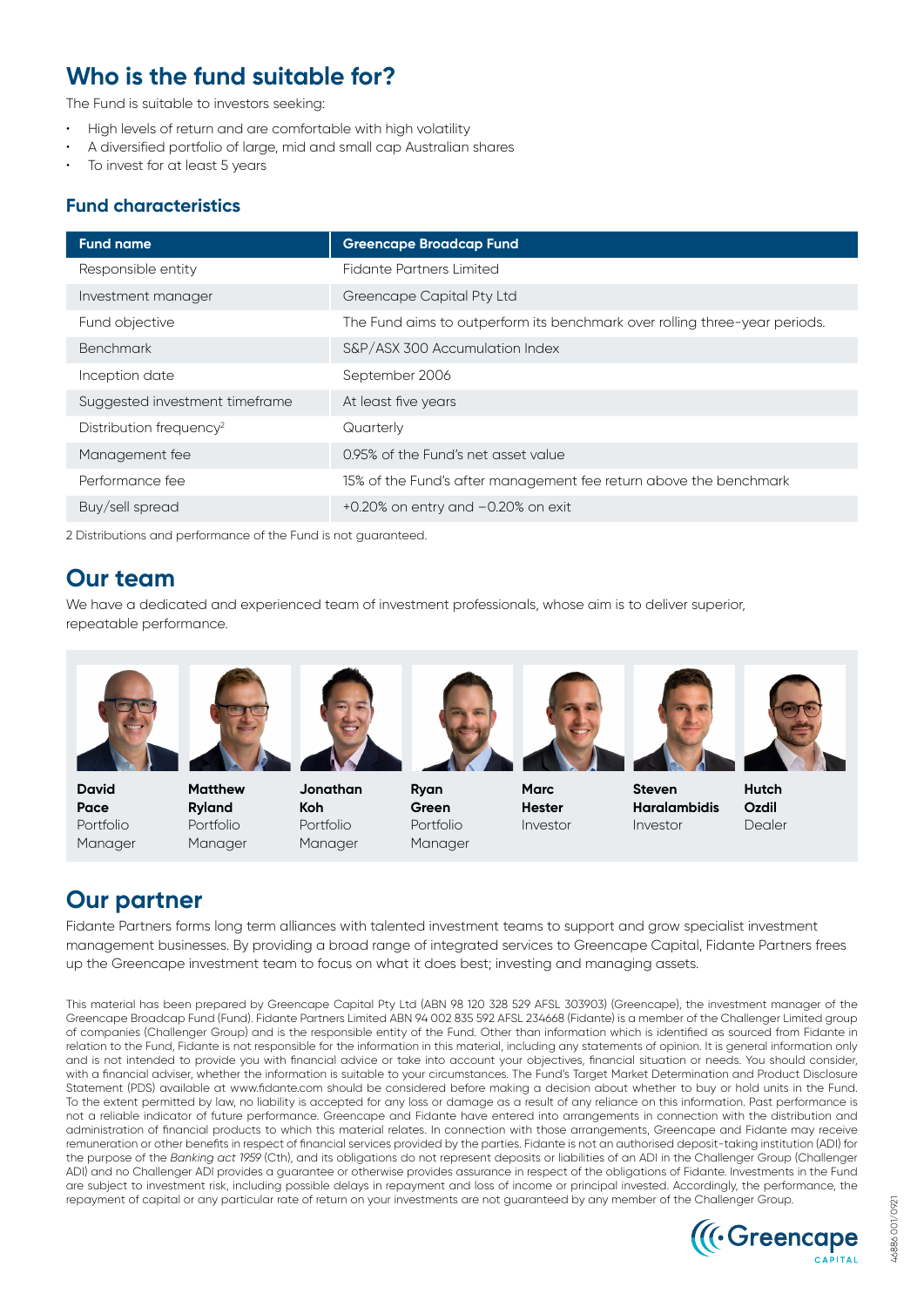## Who is the fund suitable for?

The Fund is suitable to investors seeking:

- High levels of return and are comfortable with high volatility
- A diversified portfolio of large, mid and small cap Australian shares
- To invest for at least 5 years

### Fund characteristics

| Fund name | Greencape Broadcap Fund |
|---|---|
| Responsible entity | Fidante Partners Limited |
| Investment manager | Greencape Capital Pty Ltd |
| Fund objective | The Fund aims to outperform its benchmark over rolling three-year periods. |
| Benchmark | S&P/ASX 300 Accumulation Index |
| Inception date | September 2006 |
| Suggested investment timeframe | At least five years |
| Distribution frequency[2] | Quarterly |
| Management fee | 0.95% of the Fund's net asset value |
| Performance fee | 15% of the Fund's after management fee return above the benchmark |
| Buy/sell spread | +0.20% on entry and −0.20% on exit |

2 Distributions and performance of the Fund is not guaranteed.

## Our team

We have a dedicated and experienced team of investment professionals, whose aim is to deliver superior, repeatable performance.

**David Pace** Portfolio Manager

**Matthew Ryland** Portfolio Manager

**Jonathan Koh** Portfolio Manager

**Ryan Green** Portfolio Manager

**Marc Hester** Investor

**Steven Haralambidis** Investor

**Hutch Ozdil** Dealer

## Our partner

Fidante Partners forms long term alliances with talented investment teams to support and grow specialist investment management businesses. By providing a broad range of integrated services to Greencape Capital, Fidante Partners frees up the Greencape investment team to focus on what it does best; investing and managing assets.

This material has been prepared by Greencape Capital Pty Ltd (ABN 98 120 328 529 AFSL 303903) (Greencape), the investment manager of the Greencape Broadcap Fund (Fund). Fidante Partners Limited ABN 94 002 835 592 AFSL 234668 (Fidante) is a member of the Challenger Limited group of companies (Challenger Group) and is the responsible entity of the Fund. Other than information which is identified as sourced from Fidante in relation to the Fund, Fidante is not responsible for the information in this material, including any statements of opinion. It is general information only and is not intended to provide you with financial advice or take into account your objectives, financial situation or needs. You should consider, with a financial adviser, whether the information is suitable to your circumstances. The Fund's Target Market Determination and Product Disclosure Statement (PDS) available at www.fidante.com should be considered before making a decision about whether to buy or hold units in the Fund. To the extent permitted by law, no liability is accepted for any loss or damage as a result of any reliance on this information. Past performance is not a reliable indicator of future performance. Greencape and Fidante have entered into arrangements in connection with the distribution and administration of financial products to which this material relates. In connection with those arrangements, Greencape and Fidante may receive remuneration or other benefits in respect of financial services provided by the parties. Fidante is not an authorised deposit-taking institution (ADI) for the purpose of the *Banking act 1959* (Cth), and its obligations do not represent deposits or liabilities of an ADI in the Challenger Group (Challenger ADI) and no Challenger ADI provides a guarantee or otherwise provides assurance in respect of the obligations of Fidante. Investments in the Fund are subject to investment risk, including possible delays in repayment and loss of income or principal invested. Accordingly, the performance, the repayment of capital or any particular rate of return on your investments are not guaranteed by any member of the Challenger Group.

Greencape CAPITAL

46886 001/0921